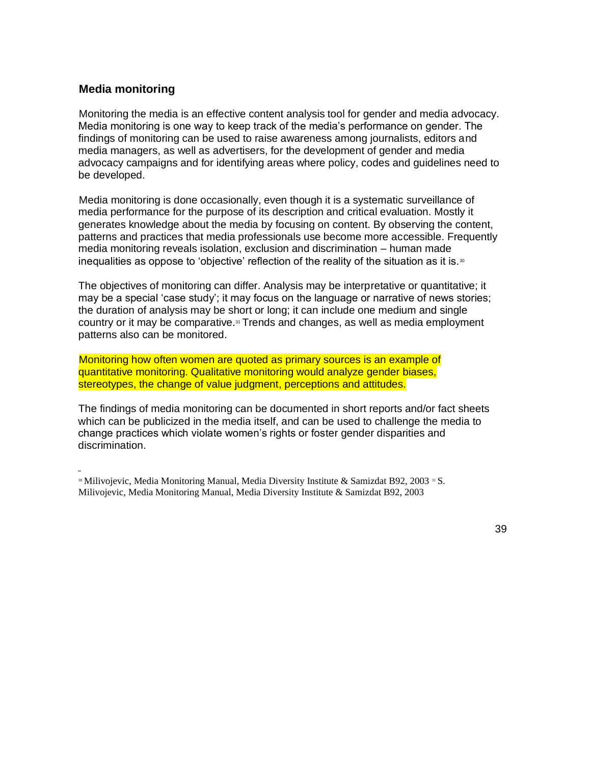## Media monitoring

Monitoring the media is an effective content analysis tool for gender and media advocacy. Media monitoring is one way to keep track of the media's performance on gender. The findings of monitoring can be used to raise awareness among journalists, editors and media managers, as well as advertisers, for the development of gender and media advocacy campaigns and for identifying areas where policy, codes and guidelines need to be developed.

Media monitoring is done occasionally, even though it is a systematic surveillance of media performance for the purpose of its description and critical evaluation. Mostly it generates knowledge about the media by focusing on content. By observing the content, patterns and practices that media professionals use become more accessible. Frequently media monitoring reveals isolation, exclusion and discrimination – human made inequalities as oppose to 'objective' reflection of the reality of the situation as it is.[30]

The objectives of monitoring can differ. Analysis may be interpretative or quantitative; it may be a special 'case study'; it may focus on the language or narrative of news stories; the duration of analysis may be short or long; it can include one medium and single country or it may be comparative.[31] Trends and changes, as well as media employment patterns also can be monitored.

Monitoring how often women are quoted as primary sources is an example of quantitative monitoring. Qualitative monitoring would analyze gender biases, stereotypes, the change of value judgment, perceptions and attitudes.

The findings of media monitoring can be documented in short reports and/or fact sheets which can be publicized in the media itself, and can be used to challenge the media to change practices which violate women's rights or foster gender disparities and discrimination.

[30] Milivojevic, Media Monitoring Manual, Media Diversity Institute & Samizdat B92, 2003 [31] S. Milivojevic, Media Monitoring Manual, Media Diversity Institute & Samizdat B92, 2003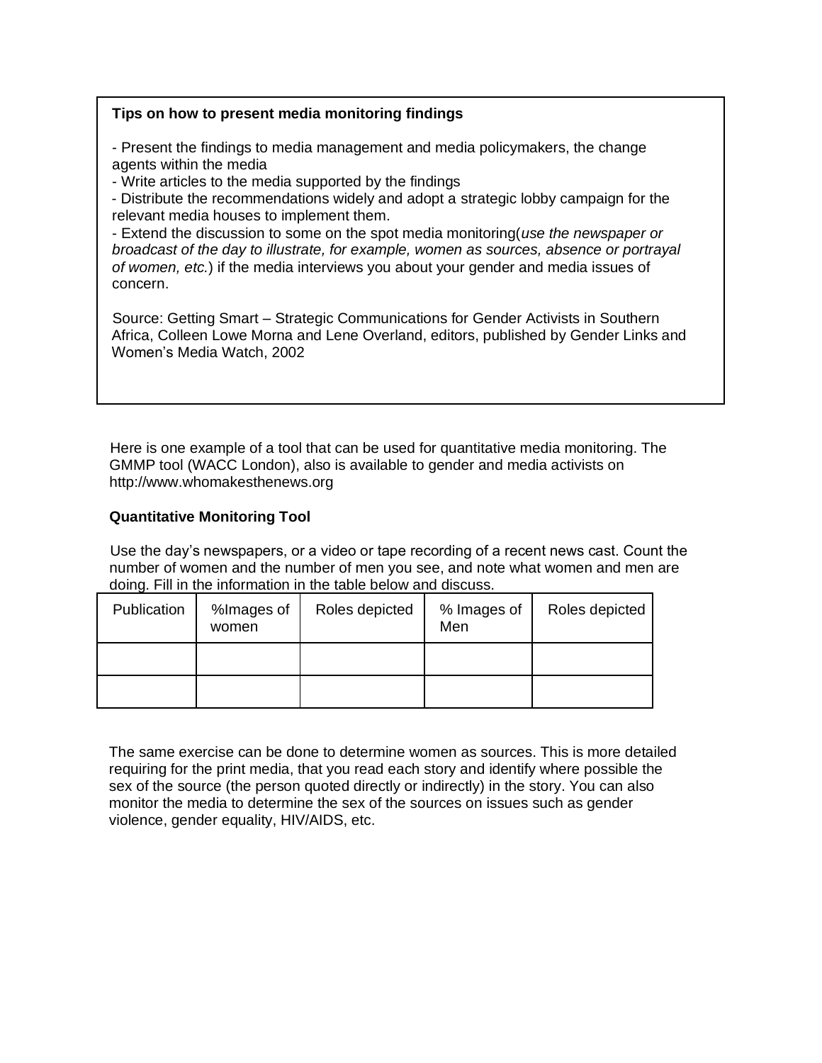**Tips on how to present media monitoring findings**

- Present the findings to media management and media policymakers, the change agents within the media
- Write articles to the media supported by the findings
- Distribute the recommendations widely and adopt a strategic lobby campaign for the relevant media houses to implement them.
- Extend the discussion to some on the spot media monitoring(*use the newspaper or broadcast of the day to illustrate, for example, women as sources, absence or portrayal of women, etc.*) if the media interviews you about your gender and media issues of concern.

Source: Getting Smart – Strategic Communications for Gender Activists in Southern Africa, Colleen Lowe Morna and Lene Overland, editors, published by Gender Links and Women's Media Watch, 2002

Here is one example of a tool that can be used for quantitative media monitoring. The GMMP tool (WACC London), also is available to gender and media activists on http://www.whomakesthenews.org

**Quantitative Monitoring Tool**

Use the day's newspapers, or a video or tape recording of a recent news cast. Count the number of women and the number of men you see, and note what women and men are doing. Fill in the information in the table below and discuss.

| Publication | %Images of women | Roles depicted | % Images of Men | Roles depicted |
|---|---|---|---|---|
| | | | | |
| | | | | |

The same exercise can be done to determine women as sources. This is more detailed requiring for the print media, that you read each story and identify where possible the sex of the source (the person quoted directly or indirectly) in the story. You can also monitor the media to determine the sex of the sources on issues such as gender violence, gender equality, HIV/AIDS, etc.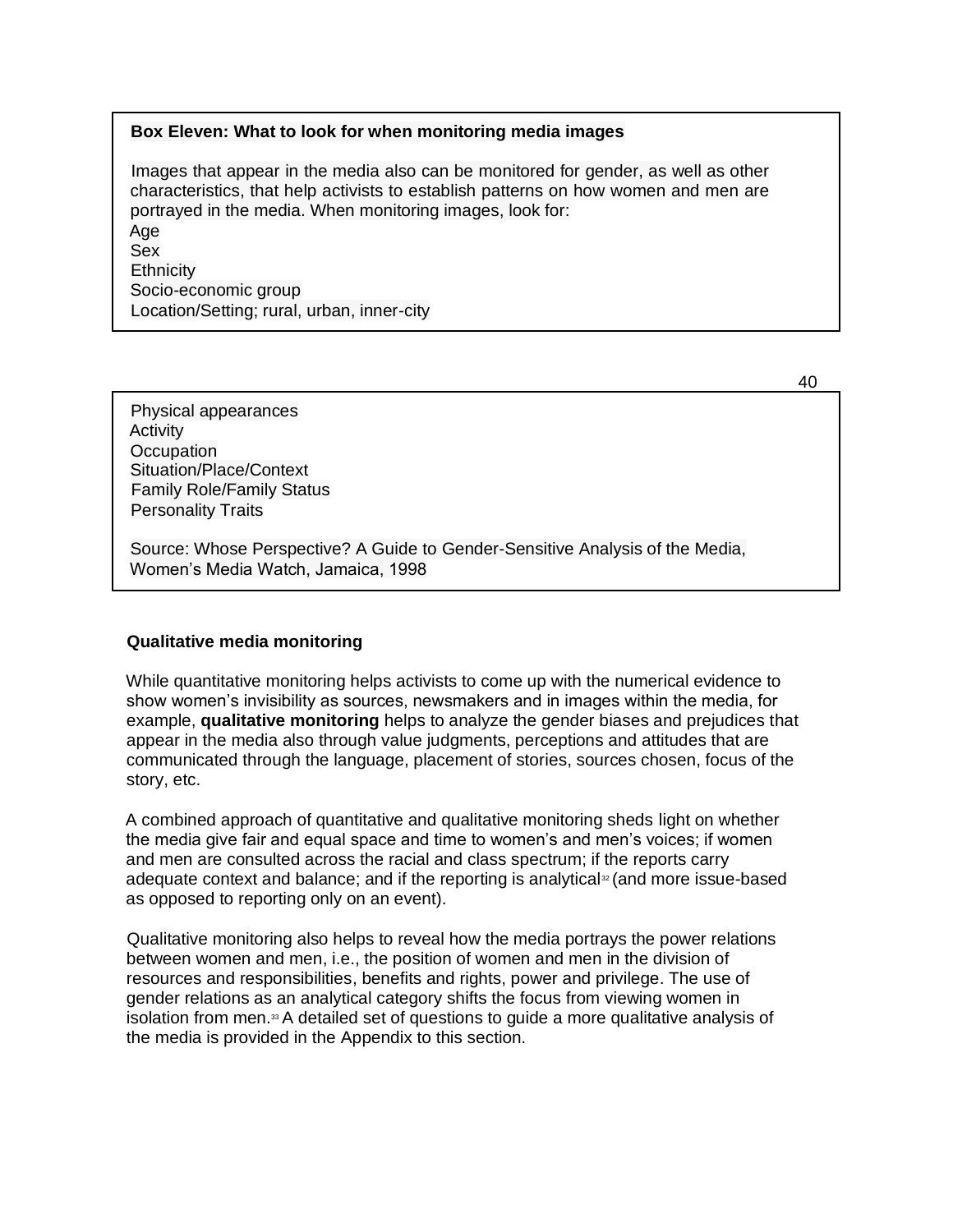**Box Eleven: What to look for when monitoring media images**

Images that appear in the media also can be monitored for gender, as well as other characteristics, that help activists to establish patterns on how women and men are portrayed in the media. When monitoring images, look for:

Age
Sex
Ethnicity
Socio-economic group
Location/Setting; rural, urban, inner-city
Physical appearances
Activity
Occupation
Situation/Place/Context
Family Role/Family Status
Personality Traits

Source: Whose Perspective? A Guide to Gender-Sensitive Analysis of the Media, Women's Media Watch, Jamaica, 1998

**Qualitative media monitoring**

While quantitative monitoring helps activists to come up with the numerical evidence to show women's invisibility as sources, newsmakers and in images within the media, for example, **qualitative monitoring** helps to analyze the gender biases and prejudices that appear in the media also through value judgments, perceptions and attitudes that are communicated through the language, placement of stories, sources chosen, focus of the story, etc.

A combined approach of quantitative and qualitative monitoring sheds light on whether the media give fair and equal space and time to women's and men's voices; if women and men are consulted across the racial and class spectrum; if the reports carry adequate context and balance; and if the reporting is analytical[32] (and more issue-based as opposed to reporting only on an event).

Qualitative monitoring also helps to reveal how the media portrays the power relations between women and men, i.e., the position of women and men in the division of resources and responsibilities, benefits and rights, power and privilege. The use of gender relations as an analytical category shifts the focus from viewing women in isolation from men.[33] A detailed set of questions to guide a more qualitative analysis of the media is provided in the Appendix to this section.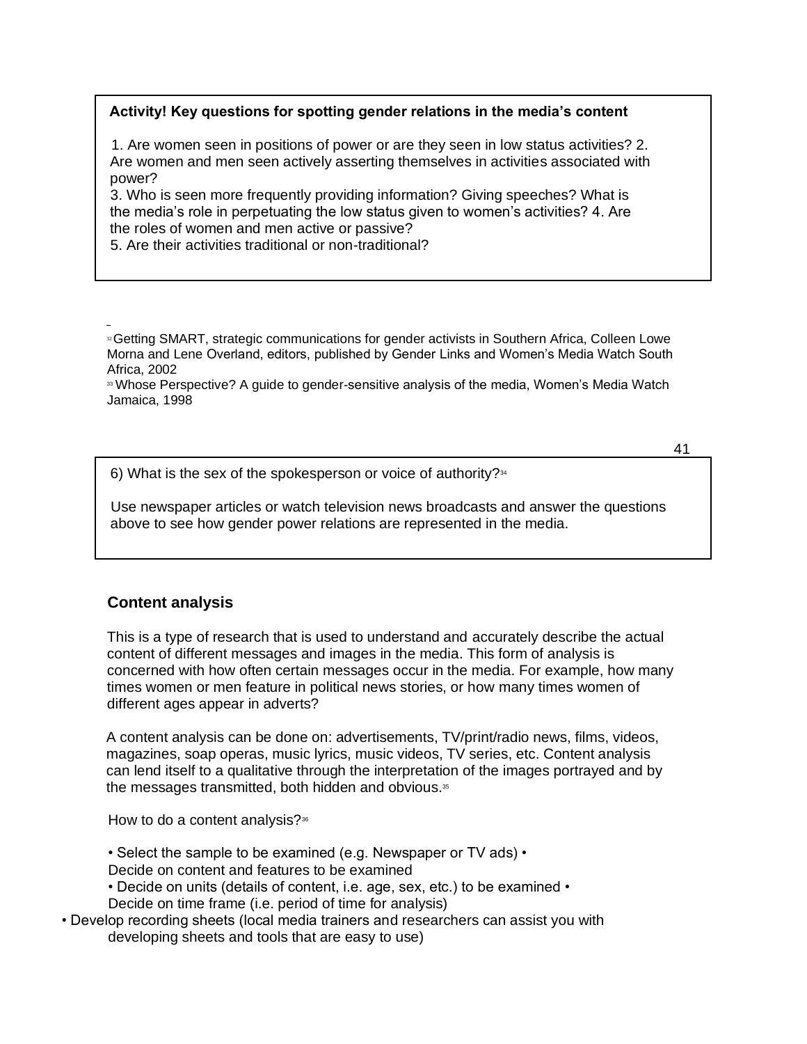**Activity! Key questions for spotting gender relations in the media's content**

1. Are women seen in positions of power or are they seen in low status activities?
2. Are women and men seen actively asserting themselves in activities associated with power?
3. Who is seen more frequently providing information? Giving speeches? What is the media's role in perpetuating the low status given to women's activities?
4. Are the roles of women and men active or passive?
5. Are their activities traditional or non-traditional?
6. What is the sex of the spokesperson or voice of authority?[34]

Use newspaper articles or watch television news broadcasts and answer the questions above to see how gender power relations are represented in the media.

[32] Getting SMART, strategic communications for gender activists in Southern Africa, Colleen Lowe Morna and Lene Overland, editors, published by Gender Links and Women's Media Watch South Africa, 2002

[33] Whose Perspective? A guide to gender-sensitive analysis of the media, Women's Media Watch Jamaica, 1998

### Content analysis

This is a type of research that is used to understand and accurately describe the actual content of different messages and images in the media. This form of analysis is concerned with how often certain messages occur in the media. For example, how many times women or men feature in political news stories, or how many times women of different ages appear in adverts?

A content analysis can be done on: advertisements, TV/print/radio news, films, videos, magazines, soap operas, music lyrics, music videos, TV series, etc. Content analysis can lend itself to a qualitative through the interpretation of the images portrayed and by the messages transmitted, both hidden and obvious.[35]

How to do a content analysis?[36]

- Select the sample to be examined (e.g. Newspaper or TV ads)
- Decide on content and features to be examined
- Decide on units (details of content, i.e. age, sex, etc.) to be examined
- Decide on time frame (i.e. period of time for analysis)
- Develop recording sheets (local media trainers and researchers can assist you with developing sheets and tools that are easy to use)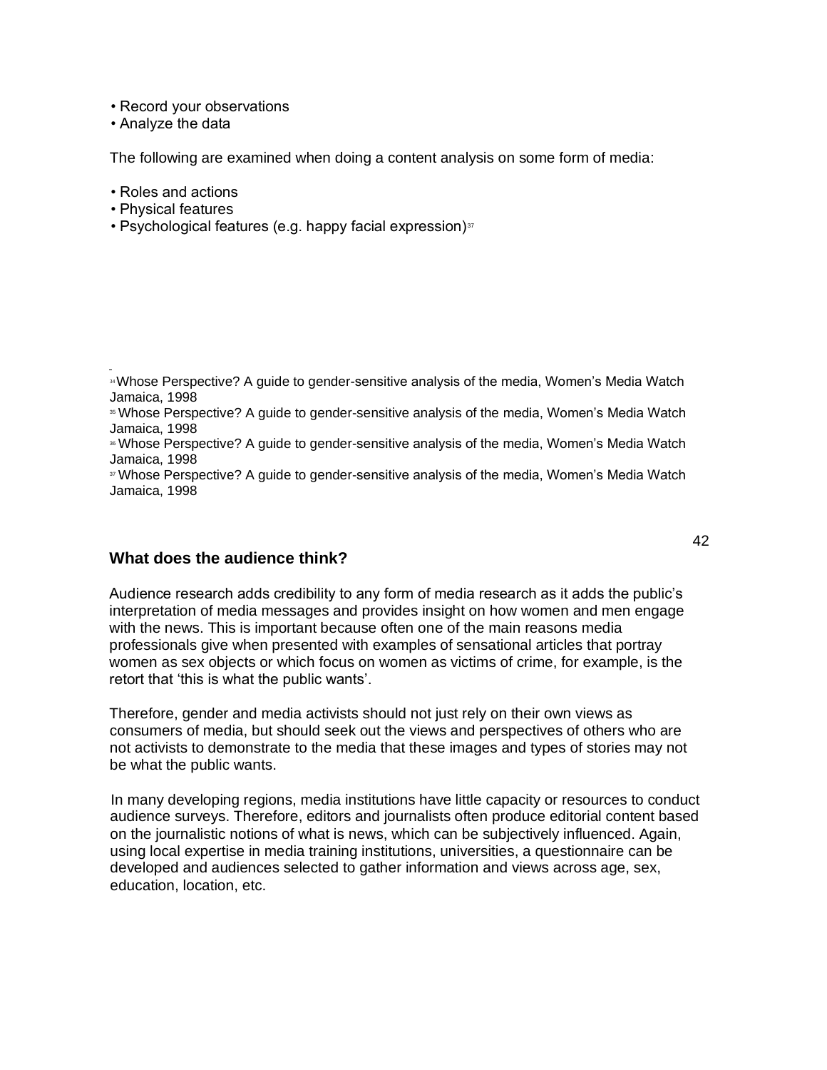- Record your observations
- Analyze the data

The following are examined when doing a content analysis on some form of media:

- Roles and actions
- Physical features
- Psychological features (e.g. happy facial expression)[37]

[34] Whose Perspective? A guide to gender-sensitive analysis of the media, Women's Media Watch Jamaica, 1998

[35] Whose Perspective? A guide to gender-sensitive analysis of the media, Women's Media Watch Jamaica, 1998

[36] Whose Perspective? A guide to gender-sensitive analysis of the media, Women's Media Watch Jamaica, 1998

[37] Whose Perspective? A guide to gender-sensitive analysis of the media, Women's Media Watch Jamaica, 1998

### What does the audience think?

Audience research adds credibility to any form of media research as it adds the public's interpretation of media messages and provides insight on how women and men engage with the news. This is important because often one of the main reasons media professionals give when presented with examples of sensational articles that portray women as sex objects or which focus on women as victims of crime, for example, is the retort that 'this is what the public wants'.

Therefore, gender and media activists should not just rely on their own views as consumers of media, but should seek out the views and perspectives of others who are not activists to demonstrate to the media that these images and types of stories may not be what the public wants.

In many developing regions, media institutions have little capacity or resources to conduct audience surveys. Therefore, editors and journalists often produce editorial content based on the journalistic notions of what is news, which can be subjectively influenced. Again, using local expertise in media training institutions, universities, a questionnaire can be developed and audiences selected to gather information and views across age, sex, education, location, etc.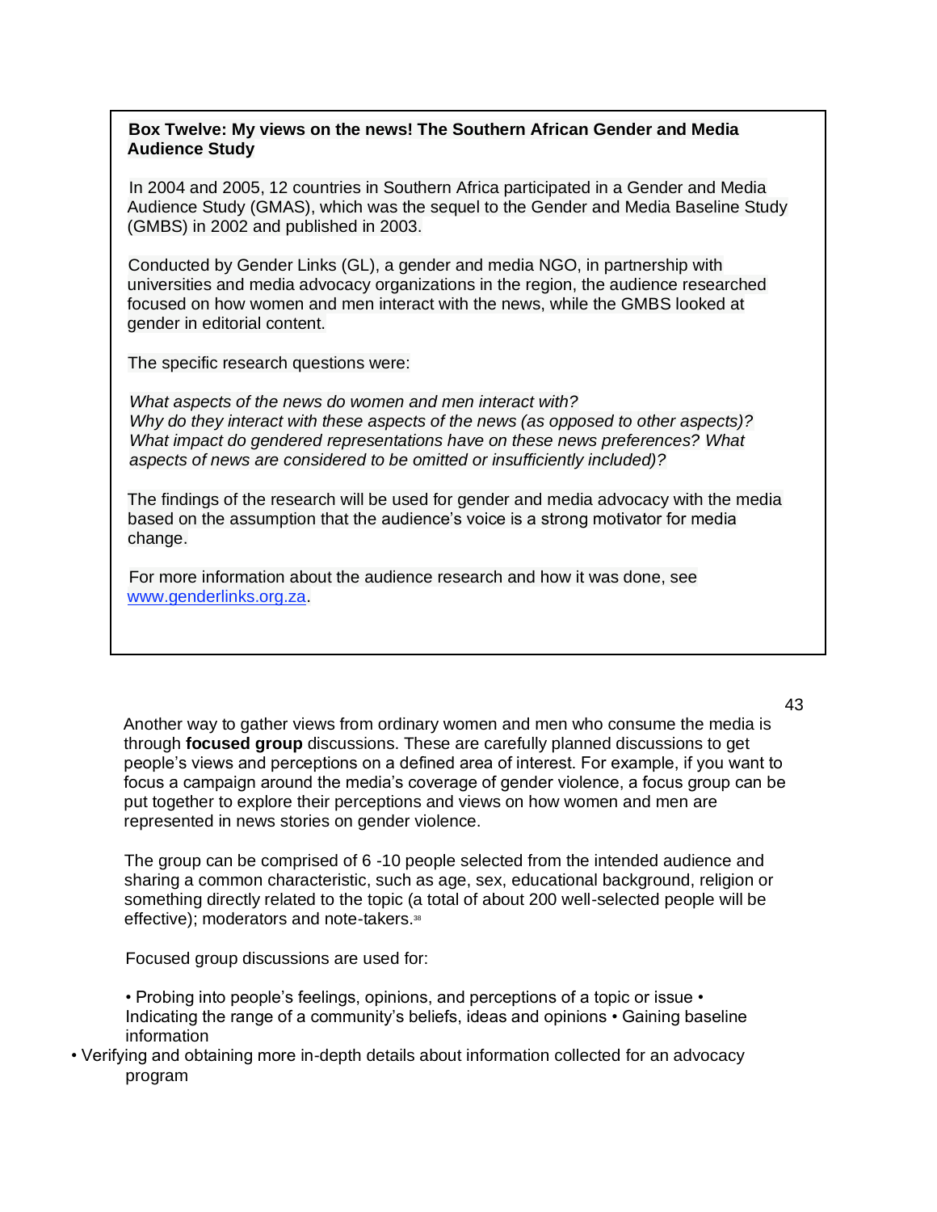**Box Twelve: My views on the news! The Southern African Gender and Media Audience Study**

In 2004 and 2005, 12 countries in Southern Africa participated in a Gender and Media Audience Study (GMAS), which was the sequel to the Gender and Media Baseline Study (GMBS) in 2002 and published in 2003.

Conducted by Gender Links (GL), a gender and media NGO, in partnership with universities and media advocacy organizations in the region, the audience researched focused on how women and men interact with the news, while the GMBS looked at gender in editorial content.

The specific research questions were:

*What aspects of the news do women and men interact with?*
*Why do they interact with these aspects of the news (as opposed to other aspects)?*
*What impact do gendered representations have on these news preferences? What aspects of news are considered to be omitted or insufficiently included)?*

The findings of the research will be used for gender and media advocacy with the media based on the assumption that the audience's voice is a strong motivator for media change.

For more information about the audience research and how it was done, see [www.genderlinks.org.za](http://www.genderlinks.org.za).

Another way to gather views from ordinary women and men who consume the media is through **focused group** discussions. These are carefully planned discussions to get people's views and perceptions on a defined area of interest. For example, if you want to focus a campaign around the media's coverage of gender violence, a focus group can be put together to explore their perceptions and views on how women and men are represented in news stories on gender violence.

The group can be comprised of 6 -10 people selected from the intended audience and sharing a common characteristic, such as age, sex, educational background, religion or something directly related to the topic (a total of about 200 well-selected people will be effective); moderators and note-takers.[38]

Focused group discussions are used for:

- Probing into people's feelings, opinions, and perceptions of a topic or issue
- Indicating the range of a community's beliefs, ideas and opinions
- Gaining baseline information
- Verifying and obtaining more in-depth details about information collected for an advocacy program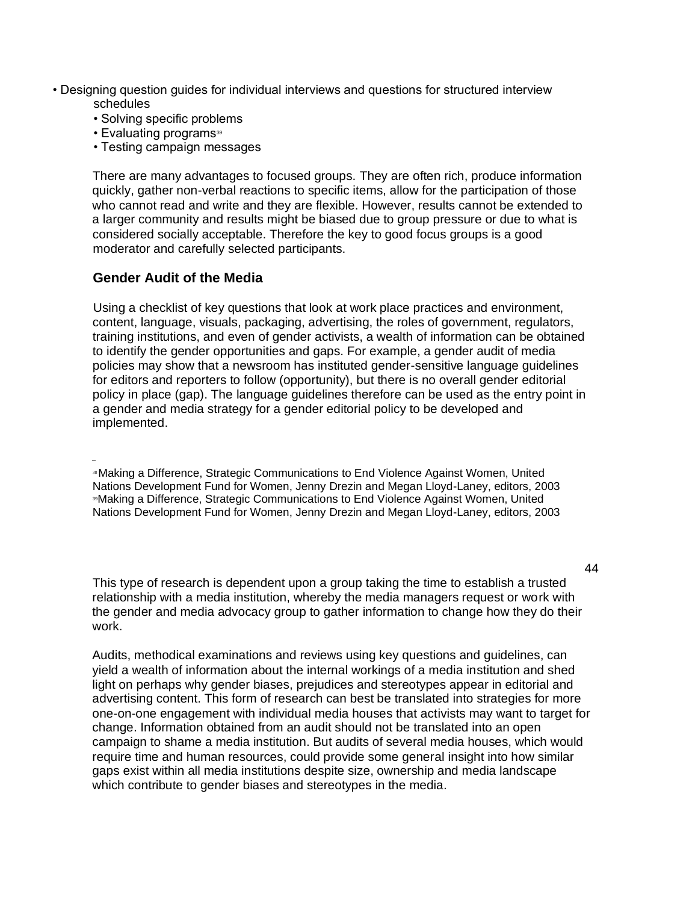- Designing question guides for individual interviews and questions for structured interview schedules
  - Solving specific problems
  - Evaluating programs[39]
  - Testing campaign messages

There are many advantages to focused groups. They are often rich, produce information quickly, gather non-verbal reactions to specific items, allow for the participation of those who cannot read and write and they are flexible. However, results cannot be extended to a larger community and results might be biased due to group pressure or due to what is considered socially acceptable. Therefore the key to good focus groups is a good moderator and carefully selected participants.

### Gender Audit of the Media

Using a checklist of key questions that look at work place practices and environment, content, language, visuals, packaging, advertising, the roles of government, regulators, training institutions, and even of gender activists, a wealth of information can be obtained to identify the gender opportunities and gaps. For example, a gender audit of media policies may show that a newsroom has instituted gender-sensitive language guidelines for editors and reporters to follow (opportunity), but there is no overall gender editorial policy in place (gap). The language guidelines therefore can be used as the entry point in a gender and media strategy for a gender editorial policy to be developed and implemented.

[38] Making a Difference, Strategic Communications to End Violence Against Women, United Nations Development Fund for Women, Jenny Drezin and Megan Lloyd-Laney, editors, 2003
[39] Making a Difference, Strategic Communications to End Violence Against Women, United Nations Development Fund for Women, Jenny Drezin and Megan Lloyd-Laney, editors, 2003

This type of research is dependent upon a group taking the time to establish a trusted relationship with a media institution, whereby the media managers request or work with the gender and media advocacy group to gather information to change how they do their work.

Audits, methodical examinations and reviews using key questions and guidelines, can yield a wealth of information about the internal workings of a media institution and shed light on perhaps why gender biases, prejudices and stereotypes appear in editorial and advertising content. This form of research can best be translated into strategies for more one-on-one engagement with individual media houses that activists may want to target for change. Information obtained from an audit should not be translated into an open campaign to shame a media institution. But audits of several media houses, which would require time and human resources, could provide some general insight into how similar gaps exist within all media institutions despite size, ownership and media landscape which contribute to gender biases and stereotypes in the media.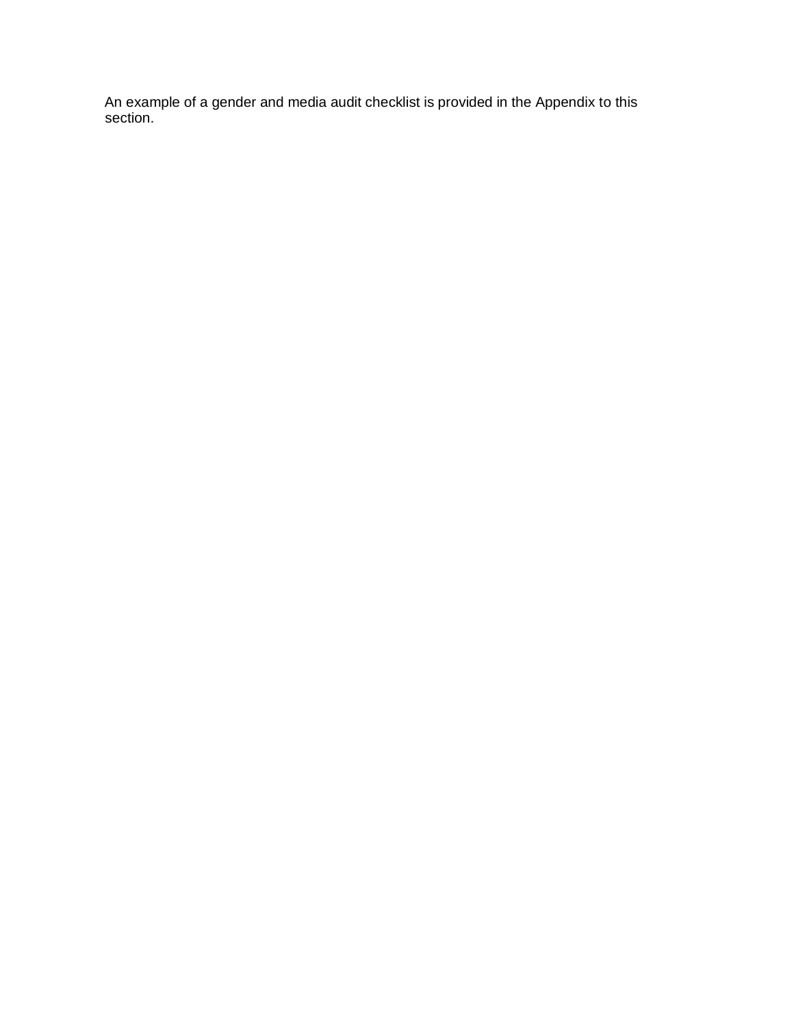An example of a gender and media audit checklist is provided in the Appendix to this section.